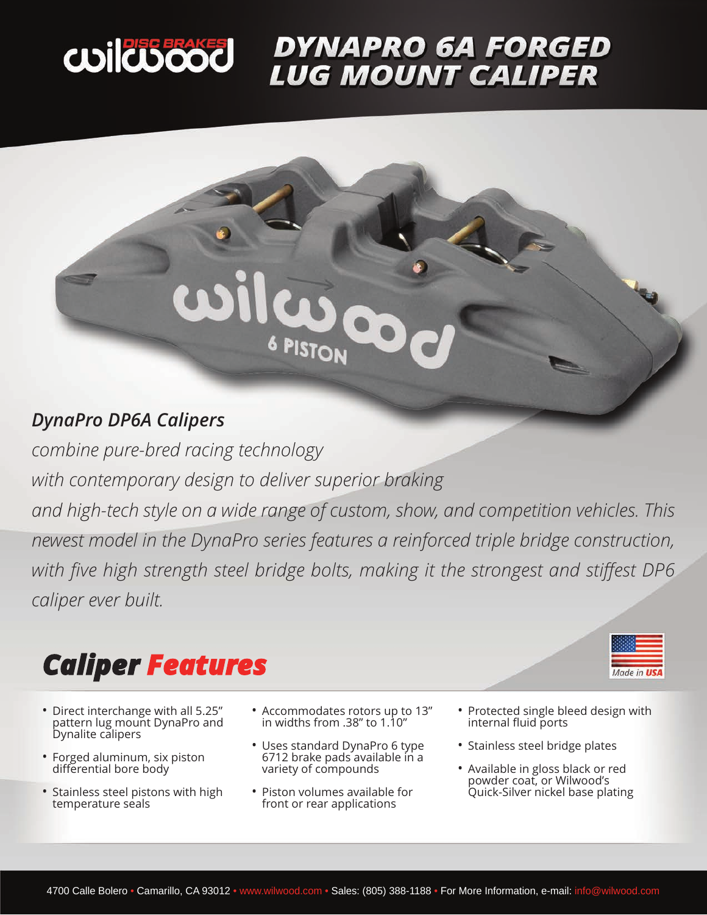# DYNAPRO 6A FORGED LUG MOUNT CALIPER

***DynaPro DP6A Calipers***

*combine pure-bred racing technology with contemporary design to deliver superior braking and high-tech style on a wide range of custom, show, and competition vehicles. This newest model in the DynaPro series features a reinforced triple bridge construction, with five high strength steel bridge bolts, making it the strongest and stiffest DP6 caliper ever built.*

## Caliper Features

Made in USA

- Direct interchange with all 5.25" pattern lug mount DynaPro and Dynalite calipers
- Forged aluminum, six piston differential bore body
- Stainless steel pistons with high temperature seals
- Accommodates rotors up to 13" in widths from .38" to 1.10"
- Uses standard DynaPro 6 type 6712 brake pads available in a variety of compounds
- Piston volumes available for front or rear applications
- Protected single bleed design with internal fluid ports
- Stainless steel bridge plates
- Available in gloss black or red powder coat, or Wilwood's Quick-Silver nickel base plating

4700 Calle Bolero • Camarillo, CA 93012 • www.wilwood.com • Sales: (805) 388-1188 • For More Information, e-mail: info@wilwood.com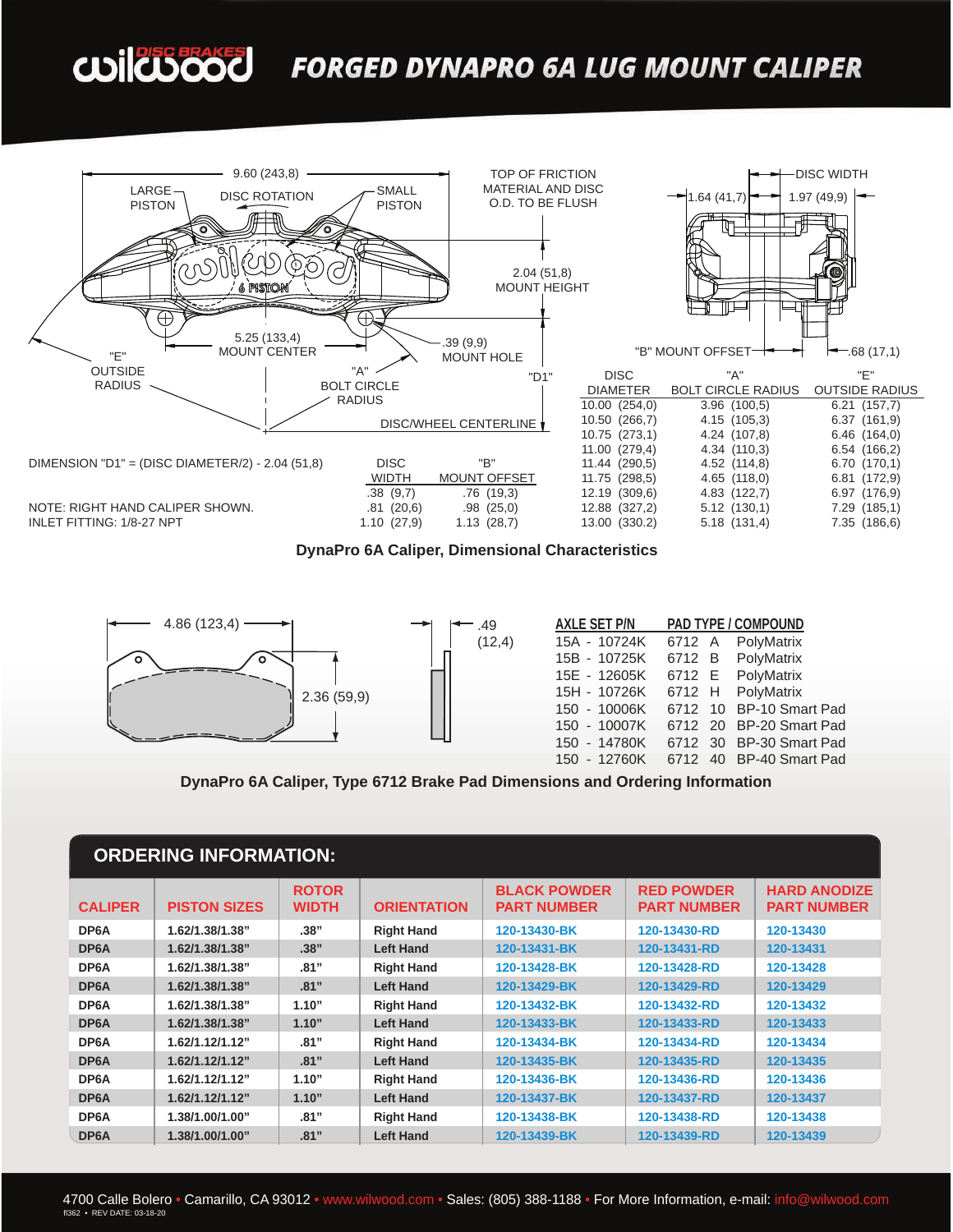# FORGED DYNAPRO 6A LUG MOUNT CALIPER

9.60 (243,8)

LARGE PISTON

DISC ROTATION

SMALL PISTON

TOP OF FRICTION MATERIAL AND DISC O.D. TO BE FLUSH

2.04 (51,8) MOUNT HEIGHT

5.25 (133,4) MOUNT CENTER

.39 (9,9) MOUNT HOLE

"E" OUTSIDE RADIUS

"A" BOLT CIRCLE RADIUS

"D1"

DISC/WHEEL CENTERLINE

DISC WIDTH

1.64 (41,7)

1.97 (49,9)

"B" MOUNT OFFSET

.68 (17,1)

DIMENSION "D1" = (DISC DIAMETER/2) - 2.04 (51,8)

NOTE: RIGHT HAND CALIPER SHOWN.
INLET FITTING: 1/8-27 NPT

| DISC WIDTH | "B" MOUNT OFFSET |
|---|---|
| .38 (9,7) | .76 (19,3) |
| .81 (20,6) | .98 (25,0) |
| 1.10 (27,9) | 1.13 (28,7) |

| DISC DIAMETER | "A" BOLT CIRCLE RADIUS | "E" OUTSIDE RADIUS |
|---|---|---|
| 10.00 (254,0) | 3.96 (100,5) | 6.21 (157,7) |
| 10.50 (266,7) | 4.15 (105,3) | 6.37 (161,9) |
| 10.75 (273,1) | 4.24 (107,8) | 6.46 (164,0) |
| 11.00 (279,4) | 4.34 (110,3) | 6.54 (166,2) |
| 11.44 (290,5) | 4.52 (114,8) | 6.70 (170,1) |
| 11.75 (298,5) | 4.65 (118,0) | 6.81 (172,9) |
| 12.19 (309,6) | 4.83 (122,7) | 6.97 (176,9) |
| 12.88 (327,2) | 5.12 (130,1) | 7.29 (185,1) |
| 13.00 (330.2) | 5.18 (131,4) | 7.35 (186,6) |

**DynaPro 6A Caliper, Dimensional Characteristics**

4.86 (123,4)

2.36 (59,9)

.49 (12,4)

| AXLE SET P/N | PAD TYPE / COMPOUND |
|---|---|
| 15A - 10724K | 6712 A PolyMatrix |
| 15B - 10725K | 6712 B PolyMatrix |
| 15E - 12605K | 6712 E PolyMatrix |
| 15H - 10726K | 6712 H PolyMatrix |
| 150 - 10006K | 6712 10 BP-10 Smart Pad |
| 150 - 10007K | 6712 20 BP-20 Smart Pad |
| 150 - 14780K | 6712 30 BP-30 Smart Pad |
| 150 - 12760K | 6712 40 BP-40 Smart Pad |

**DynaPro 6A Caliper, Type 6712 Brake Pad Dimensions and Ordering Information**

## ORDERING INFORMATION:

| CALIPER | PISTON SIZES | ROTOR WIDTH | ORIENTATION | BLACK POWDER PART NUMBER | RED POWDER PART NUMBER | HARD ANODIZE PART NUMBER |
|---|---|---|---|---|---|---|
| DP6A | 1.62/1.38/1.38" | .38" | Right Hand | 120-13430-BK | 120-13430-RD | 120-13430 |
| DP6A | 1.62/1.38/1.38" | .38" | Left Hand | 120-13431-BK | 120-13431-RD | 120-13431 |
| DP6A | 1.62/1.38/1.38" | .81" | Right Hand | 120-13428-BK | 120-13428-RD | 120-13428 |
| DP6A | 1.62/1.38/1.38" | .81" | Left Hand | 120-13429-BK | 120-13429-RD | 120-13429 |
| DP6A | 1.62/1.38/1.38" | 1.10" | Right Hand | 120-13432-BK | 120-13432-RD | 120-13432 |
| DP6A | 1.62/1.38/1.38" | 1.10" | Left Hand | 120-13433-BK | 120-13433-RD | 120-13433 |
| DP6A | 1.62/1.12/1.12" | .81" | Right Hand | 120-13434-BK | 120-13434-RD | 120-13434 |
| DP6A | 1.62/1.12/1.12" | .81" | Left Hand | 120-13435-BK | 120-13435-RD | 120-13435 |
| DP6A | 1.62/1.12/1.12" | 1.10" | Right Hand | 120-13436-BK | 120-13436-RD | 120-13436 |
| DP6A | 1.62/1.12/1.12" | 1.10" | Left Hand | 120-13437-BK | 120-13437-RD | 120-13437 |
| DP6A | 1.38/1.00/1.00" | .81" | Right Hand | 120-13438-BK | 120-13438-RD | 120-13438 |
| DP6A | 1.38/1.00/1.00" | .81" | Left Hand | 120-13439-BK | 120-13439-RD | 120-13439 |

4700 Calle Bolero • Camarillo, CA 93012 • www.wilwood.com • Sales: (805) 388-1188 • For More Information, e-mail: info@wilwood.com

fl362 • REV DATE: 03-18-20